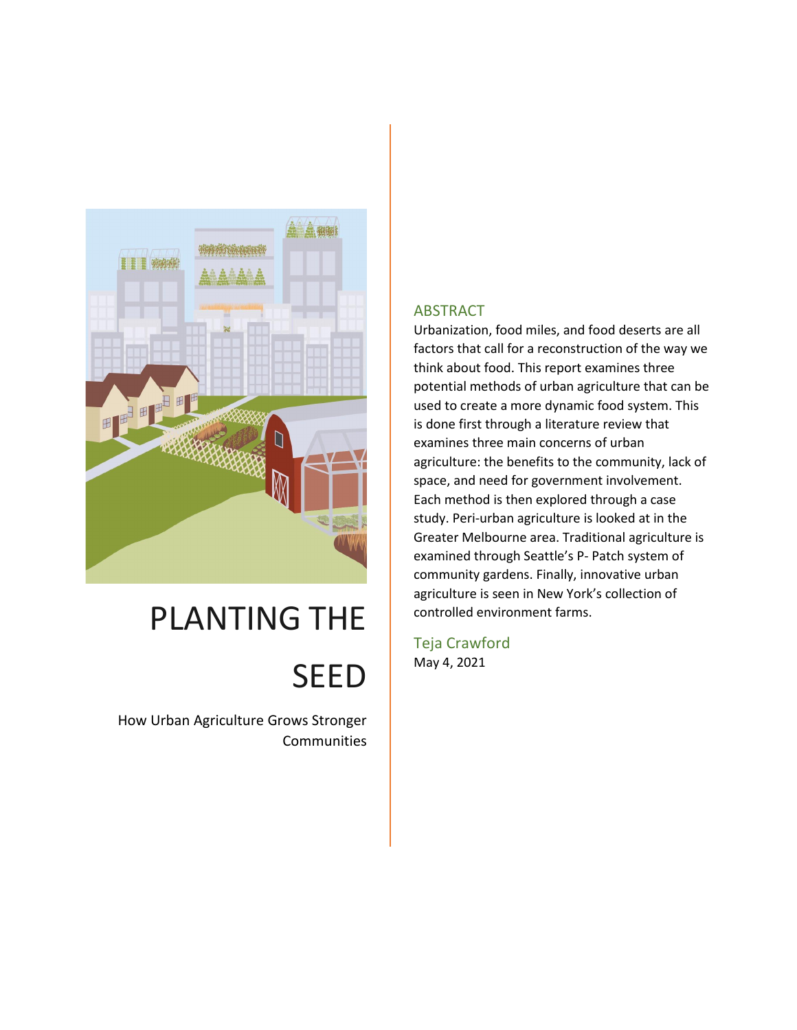# PLANTING THE SEED

How Urban Agriculture Grows Stronger Communities

## ABSTRACT

Urbanization, food miles, and food deserts are all factors that call for a reconstruction of the way we think about food. This report examines three potential methods of urban agriculture that can be used to create a more dynamic food system. This is done first through a literature review that examines three main concerns of urban agriculture: the benefits to the community, lack of space, and need for government involvement. Each method is then explored through a case study. Peri-urban agriculture is looked at in the Greater Melbourne area. Traditional agriculture is examined through Seattle's P- Patch system of community gardens. Finally, innovative urban agriculture is seen in New York's collection of controlled environment farms.

Teja Crawford

May 4, 2021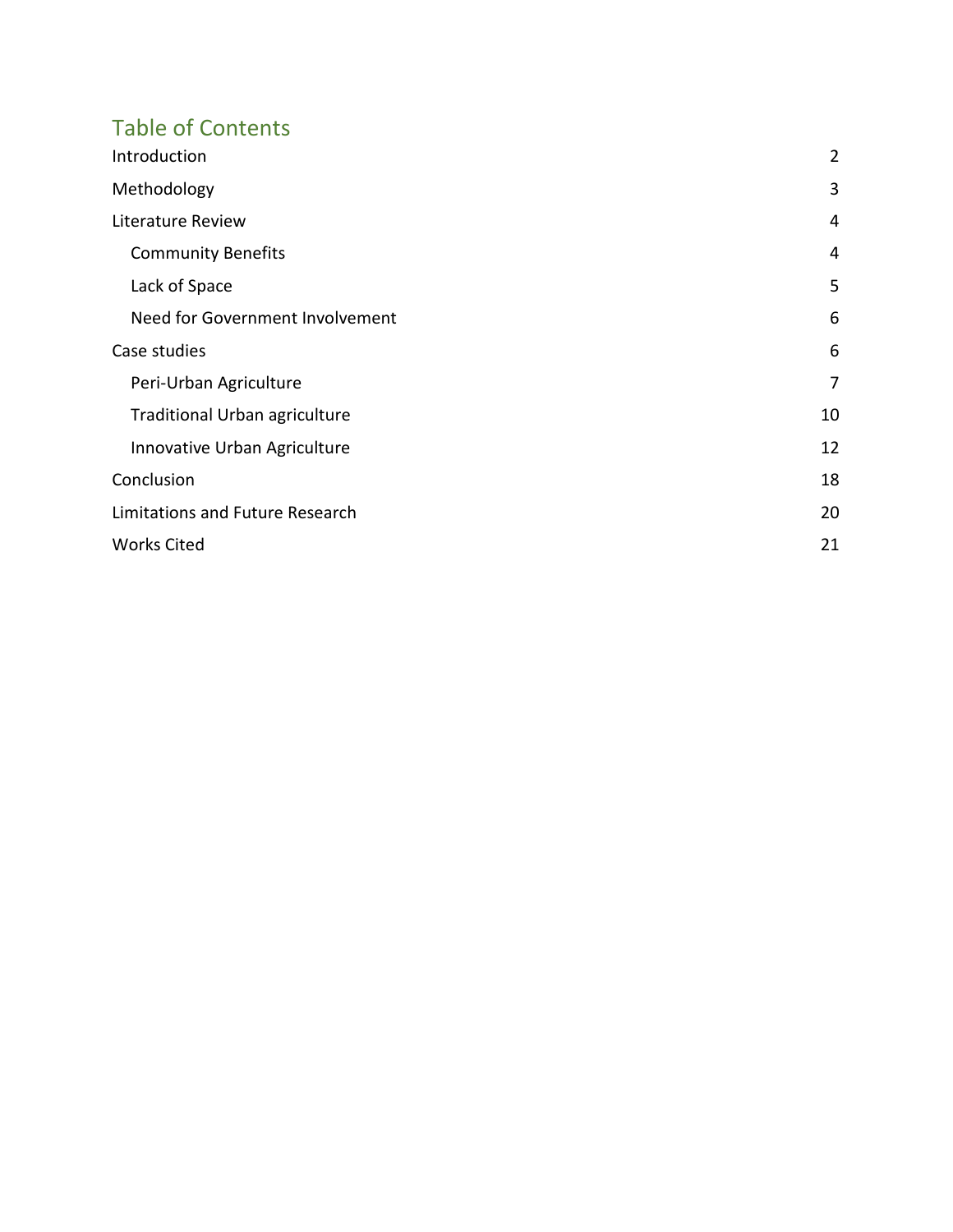# Table of Contents

- Introduction 2
- Methodology 3
- Literature Review 4
  - Community Benefits 4
  - Lack of Space 5
  - Need for Government Involvement 6
- Case studies 6
  - Peri-Urban Agriculture 7
  - Traditional Urban agriculture 10
  - Innovative Urban Agriculture 12
- Conclusion 18
- Limitations and Future Research 20
- Works Cited 21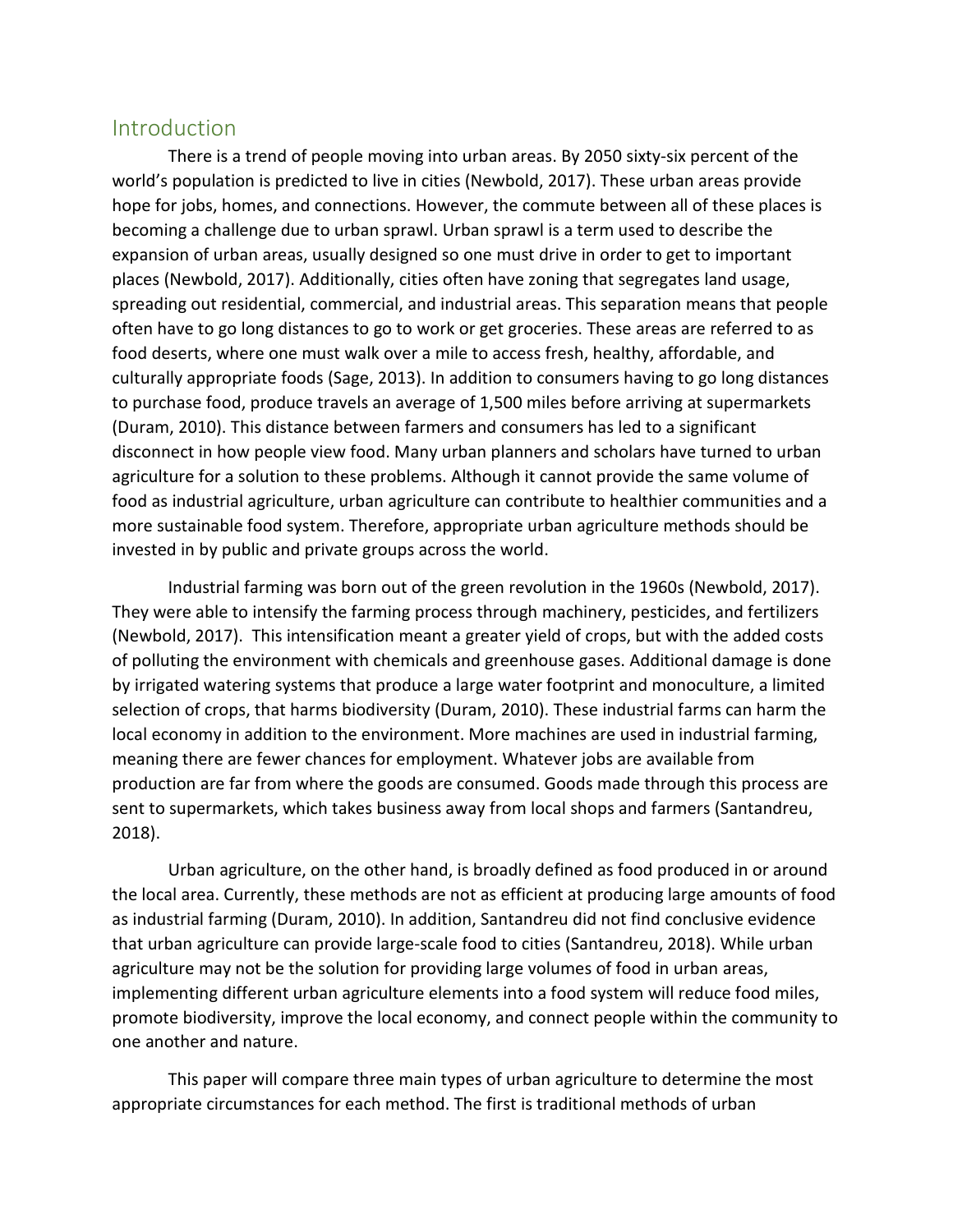## Introduction

There is a trend of people moving into urban areas. By 2050 sixty-six percent of the world's population is predicted to live in cities (Newbold, 2017). These urban areas provide hope for jobs, homes, and connections. However, the commute between all of these places is becoming a challenge due to urban sprawl. Urban sprawl is a term used to describe the expansion of urban areas, usually designed so one must drive in order to get to important places (Newbold, 2017). Additionally, cities often have zoning that segregates land usage, spreading out residential, commercial, and industrial areas. This separation means that people often have to go long distances to go to work or get groceries. These areas are referred to as food deserts, where one must walk over a mile to access fresh, healthy, affordable, and culturally appropriate foods (Sage, 2013). In addition to consumers having to go long distances to purchase food, produce travels an average of 1,500 miles before arriving at supermarkets (Duram, 2010). This distance between farmers and consumers has led to a significant disconnect in how people view food. Many urban planners and scholars have turned to urban agriculture for a solution to these problems. Although it cannot provide the same volume of food as industrial agriculture, urban agriculture can contribute to healthier communities and a more sustainable food system. Therefore, appropriate urban agriculture methods should be invested in by public and private groups across the world.

Industrial farming was born out of the green revolution in the 1960s (Newbold, 2017). They were able to intensify the farming process through machinery, pesticides, and fertilizers (Newbold, 2017). This intensification meant a greater yield of crops, but with the added costs of polluting the environment with chemicals and greenhouse gases. Additional damage is done by irrigated watering systems that produce a large water footprint and monoculture, a limited selection of crops, that harms biodiversity (Duram, 2010). These industrial farms can harm the local economy in addition to the environment. More machines are used in industrial farming, meaning there are fewer chances for employment. Whatever jobs are available from production are far from where the goods are consumed. Goods made through this process are sent to supermarkets, which takes business away from local shops and farmers (Santandreu, 2018).

Urban agriculture, on the other hand, is broadly defined as food produced in or around the local area. Currently, these methods are not as efficient at producing large amounts of food as industrial farming (Duram, 2010). In addition, Santandreu did not find conclusive evidence that urban agriculture can provide large-scale food to cities (Santandreu, 2018). While urban agriculture may not be the solution for providing large volumes of food in urban areas, implementing different urban agriculture elements into a food system will reduce food miles, promote biodiversity, improve the local economy, and connect people within the community to one another and nature.

This paper will compare three main types of urban agriculture to determine the most appropriate circumstances for each method. The first is traditional methods of urban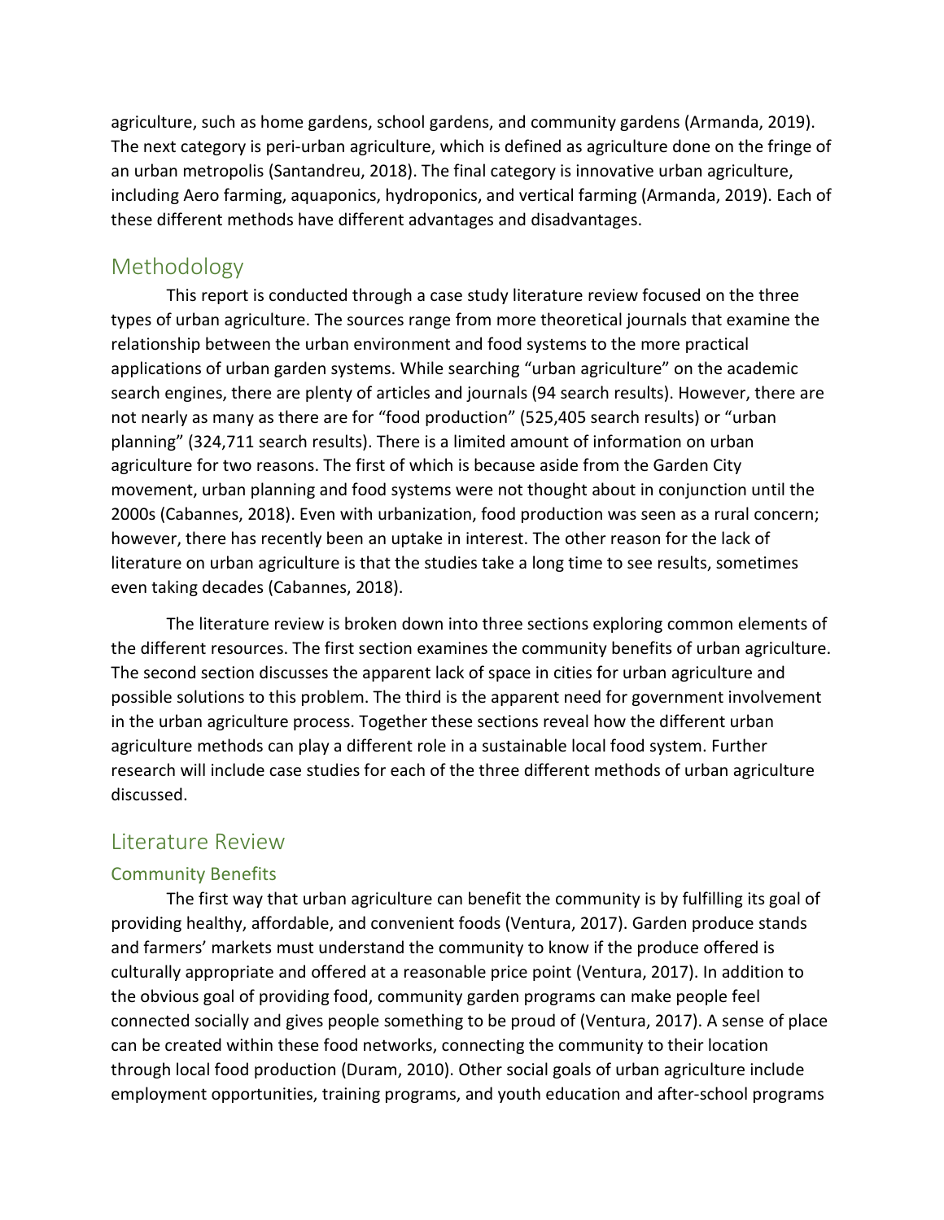agriculture, such as home gardens, school gardens, and community gardens (Armanda, 2019). The next category is peri-urban agriculture, which is defined as agriculture done on the fringe of an urban metropolis (Santandreu, 2018). The final category is innovative urban agriculture, including Aero farming, aquaponics, hydroponics, and vertical farming (Armanda, 2019). Each of these different methods have different advantages and disadvantages.

## Methodology

This report is conducted through a case study literature review focused on the three types of urban agriculture. The sources range from more theoretical journals that examine the relationship between the urban environment and food systems to the more practical applications of urban garden systems. While searching "urban agriculture" on the academic search engines, there are plenty of articles and journals (94 search results). However, there are not nearly as many as there are for "food production" (525,405 search results) or "urban planning" (324,711 search results). There is a limited amount of information on urban agriculture for two reasons. The first of which is because aside from the Garden City movement, urban planning and food systems were not thought about in conjunction until the 2000s (Cabannes, 2018). Even with urbanization, food production was seen as a rural concern; however, there has recently been an uptake in interest. The other reason for the lack of literature on urban agriculture is that the studies take a long time to see results, sometimes even taking decades (Cabannes, 2018).

The literature review is broken down into three sections exploring common elements of the different resources. The first section examines the community benefits of urban agriculture. The second section discusses the apparent lack of space in cities for urban agriculture and possible solutions to this problem. The third is the apparent need for government involvement in the urban agriculture process. Together these sections reveal how the different urban agriculture methods can play a different role in a sustainable local food system. Further research will include case studies for each of the three different methods of urban agriculture discussed.

## Literature Review

### Community Benefits

The first way that urban agriculture can benefit the community is by fulfilling its goal of providing healthy, affordable, and convenient foods (Ventura, 2017). Garden produce stands and farmers' markets must understand the community to know if the produce offered is culturally appropriate and offered at a reasonable price point (Ventura, 2017). In addition to the obvious goal of providing food, community garden programs can make people feel connected socially and gives people something to be proud of (Ventura, 2017). A sense of place can be created within these food networks, connecting the community to their location through local food production (Duram, 2010). Other social goals of urban agriculture include employment opportunities, training programs, and youth education and after-school programs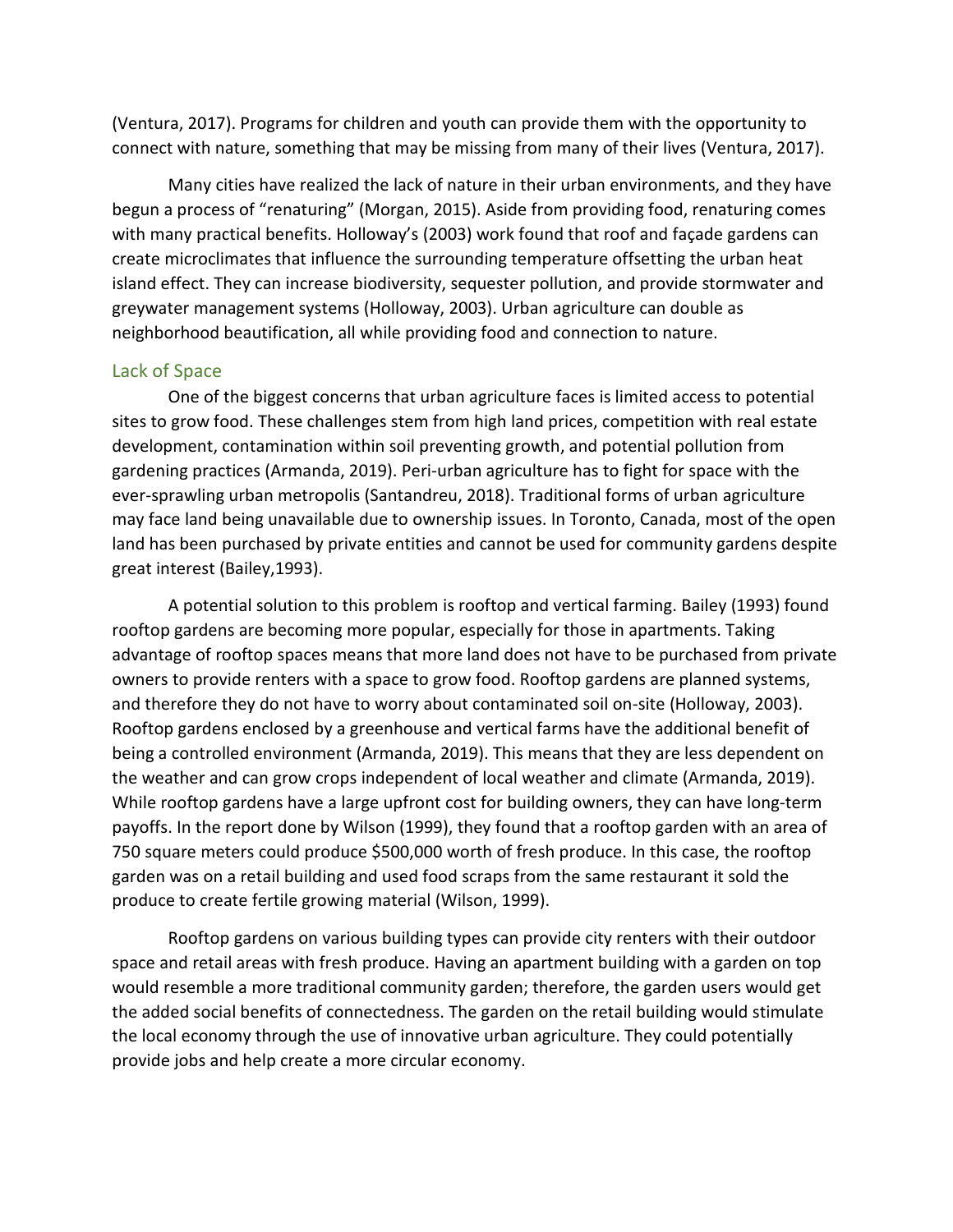(Ventura, 2017). Programs for children and youth can provide them with the opportunity to connect with nature, something that may be missing from many of their lives (Ventura, 2017).

Many cities have realized the lack of nature in their urban environments, and they have begun a process of "renaturing" (Morgan, 2015). Aside from providing food, renaturing comes with many practical benefits. Holloway's (2003) work found that roof and façade gardens can create microclimates that influence the surrounding temperature offsetting the urban heat island effect. They can increase biodiversity, sequester pollution, and provide stormwater and greywater management systems (Holloway, 2003). Urban agriculture can double as neighborhood beautification, all while providing food and connection to nature.

## Lack of Space

One of the biggest concerns that urban agriculture faces is limited access to potential sites to grow food. These challenges stem from high land prices, competition with real estate development, contamination within soil preventing growth, and potential pollution from gardening practices (Armanda, 2019). Peri-urban agriculture has to fight for space with the ever-sprawling urban metropolis (Santandreu, 2018). Traditional forms of urban agriculture may face land being unavailable due to ownership issues. In Toronto, Canada, most of the open land has been purchased by private entities and cannot be used for community gardens despite great interest (Bailey,1993).

A potential solution to this problem is rooftop and vertical farming. Bailey (1993) found rooftop gardens are becoming more popular, especially for those in apartments. Taking advantage of rooftop spaces means that more land does not have to be purchased from private owners to provide renters with a space to grow food. Rooftop gardens are planned systems, and therefore they do not have to worry about contaminated soil on-site (Holloway, 2003). Rooftop gardens enclosed by a greenhouse and vertical farms have the additional benefit of being a controlled environment (Armanda, 2019). This means that they are less dependent on the weather and can grow crops independent of local weather and climate (Armanda, 2019). While rooftop gardens have a large upfront cost for building owners, they can have long-term payoffs. In the report done by Wilson (1999), they found that a rooftop garden with an area of 750 square meters could produce $500,000 worth of fresh produce. In this case, the rooftop garden was on a retail building and used food scraps from the same restaurant it sold the produce to create fertile growing material (Wilson, 1999).

Rooftop gardens on various building types can provide city renters with their outdoor space and retail areas with fresh produce. Having an apartment building with a garden on top would resemble a more traditional community garden; therefore, the garden users would get the added social benefits of connectedness. The garden on the retail building would stimulate the local economy through the use of innovative urban agriculture. They could potentially provide jobs and help create a more circular economy.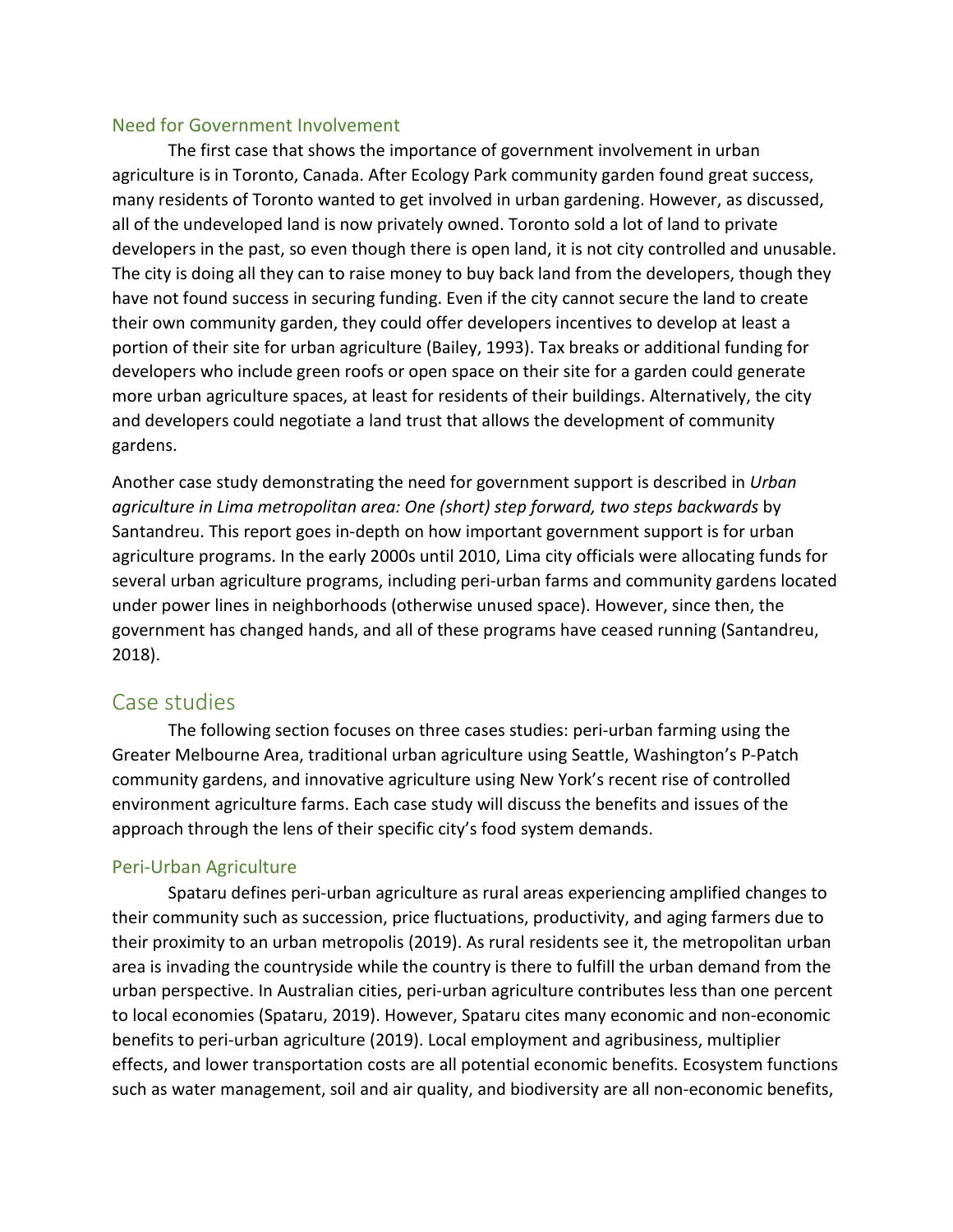### Need for Government Involvement

The first case that shows the importance of government involvement in urban agriculture is in Toronto, Canada. After Ecology Park community garden found great success, many residents of Toronto wanted to get involved in urban gardening. However, as discussed, all of the undeveloped land is now privately owned. Toronto sold a lot of land to private developers in the past, so even though there is open land, it is not city controlled and unusable. The city is doing all they can to raise money to buy back land from the developers, though they have not found success in securing funding. Even if the city cannot secure the land to create their own community garden, they could offer developers incentives to develop at least a portion of their site for urban agriculture (Bailey, 1993). Tax breaks or additional funding for developers who include green roofs or open space on their site for a garden could generate more urban agriculture spaces, at least for residents of their buildings. Alternatively, the city and developers could negotiate a land trust that allows the development of community gardens.

Another case study demonstrating the need for government support is described in *Urban agriculture in Lima metropolitan area: One (short) step forward, two steps backwards* by Santandreu. This report goes in-depth on how important government support is for urban agriculture programs. In the early 2000s until 2010, Lima city officials were allocating funds for several urban agriculture programs, including peri-urban farms and community gardens located under power lines in neighborhoods (otherwise unused space). However, since then, the government has changed hands, and all of these programs have ceased running (Santandreu, 2018).

## Case studies

The following section focuses on three cases studies: peri-urban farming using the Greater Melbourne Area, traditional urban agriculture using Seattle, Washington's P-Patch community gardens, and innovative agriculture using New York's recent rise of controlled environment agriculture farms. Each case study will discuss the benefits and issues of the approach through the lens of their specific city's food system demands.

### Peri-Urban Agriculture

Spataru defines peri-urban agriculture as rural areas experiencing amplified changes to their community such as succession, price fluctuations, productivity, and aging farmers due to their proximity to an urban metropolis (2019). As rural residents see it, the metropolitan urban area is invading the countryside while the country is there to fulfill the urban demand from the urban perspective. In Australian cities, peri-urban agriculture contributes less than one percent to local economies (Spataru, 2019). However, Spataru cites many economic and non-economic benefits to peri-urban agriculture (2019). Local employment and agribusiness, multiplier effects, and lower transportation costs are all potential economic benefits. Ecosystem functions such as water management, soil and air quality, and biodiversity are all non-economic benefits,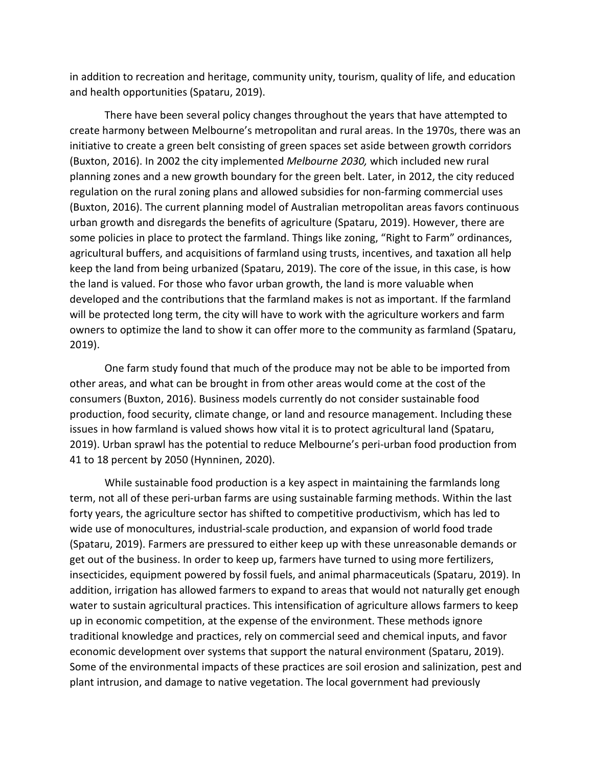in addition to recreation and heritage, community unity, tourism, quality of life, and education and health opportunities (Spataru, 2019).

There have been several policy changes throughout the years that have attempted to create harmony between Melbourne's metropolitan and rural areas. In the 1970s, there was an initiative to create a green belt consisting of green spaces set aside between growth corridors (Buxton, 2016). In 2002 the city implemented *Melbourne 2030,* which included new rural planning zones and a new growth boundary for the green belt. Later, in 2012, the city reduced regulation on the rural zoning plans and allowed subsidies for non-farming commercial uses (Buxton, 2016). The current planning model of Australian metropolitan areas favors continuous urban growth and disregards the benefits of agriculture (Spataru, 2019). However, there are some policies in place to protect the farmland. Things like zoning, "Right to Farm" ordinances, agricultural buffers, and acquisitions of farmland using trusts, incentives, and taxation all help keep the land from being urbanized (Spataru, 2019). The core of the issue, in this case, is how the land is valued. For those who favor urban growth, the land is more valuable when developed and the contributions that the farmland makes is not as important. If the farmland will be protected long term, the city will have to work with the agriculture workers and farm owners to optimize the land to show it can offer more to the community as farmland (Spataru, 2019).

One farm study found that much of the produce may not be able to be imported from other areas, and what can be brought in from other areas would come at the cost of the consumers (Buxton, 2016). Business models currently do not consider sustainable food production, food security, climate change, or land and resource management. Including these issues in how farmland is valued shows how vital it is to protect agricultural land (Spataru, 2019). Urban sprawl has the potential to reduce Melbourne's peri-urban food production from 41 to 18 percent by 2050 (Hynninen, 2020).

While sustainable food production is a key aspect in maintaining the farmlands long term, not all of these peri-urban farms are using sustainable farming methods. Within the last forty years, the agriculture sector has shifted to competitive productivism, which has led to wide use of monocultures, industrial-scale production, and expansion of world food trade (Spataru, 2019). Farmers are pressured to either keep up with these unreasonable demands or get out of the business. In order to keep up, farmers have turned to using more fertilizers, insecticides, equipment powered by fossil fuels, and animal pharmaceuticals (Spataru, 2019). In addition, irrigation has allowed farmers to expand to areas that would not naturally get enough water to sustain agricultural practices. This intensification of agriculture allows farmers to keep up in economic competition, at the expense of the environment. These methods ignore traditional knowledge and practices, rely on commercial seed and chemical inputs, and favor economic development over systems that support the natural environment (Spataru, 2019). Some of the environmental impacts of these practices are soil erosion and salinization, pest and plant intrusion, and damage to native vegetation. The local government had previously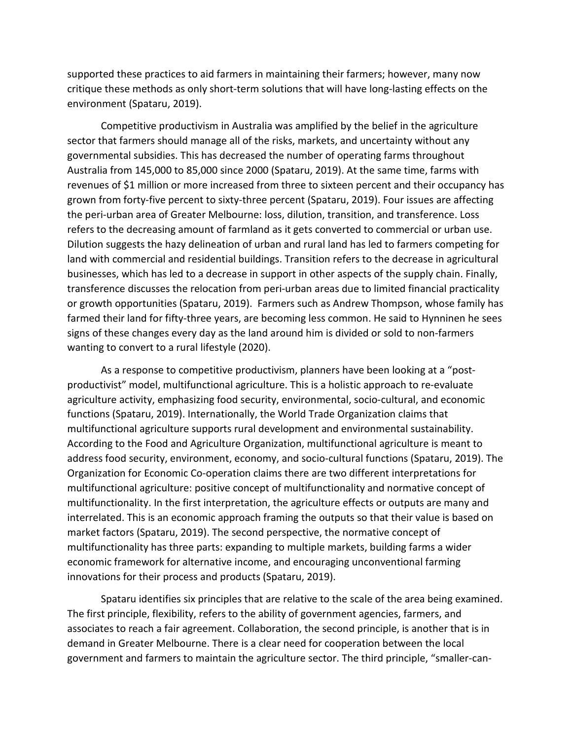supported these practices to aid farmers in maintaining their farmers; however, many now critique these methods as only short-term solutions that will have long-lasting effects on the environment (Spataru, 2019).

Competitive productivism in Australia was amplified by the belief in the agriculture sector that farmers should manage all of the risks, markets, and uncertainty without any governmental subsidies. This has decreased the number of operating farms throughout Australia from 145,000 to 85,000 since 2000 (Spataru, 2019). At the same time, farms with revenues of $1 million or more increased from three to sixteen percent and their occupancy has grown from forty-five percent to sixty-three percent (Spataru, 2019). Four issues are affecting the peri-urban area of Greater Melbourne: loss, dilution, transition, and transference. Loss refers to the decreasing amount of farmland as it gets converted to commercial or urban use. Dilution suggests the hazy delineation of urban and rural land has led to farmers competing for land with commercial and residential buildings. Transition refers to the decrease in agricultural businesses, which has led to a decrease in support in other aspects of the supply chain. Finally, transference discusses the relocation from peri-urban areas due to limited financial practicality or growth opportunities (Spataru, 2019). Farmers such as Andrew Thompson, whose family has farmed their land for fifty-three years, are becoming less common. He said to Hynninen he sees signs of these changes every day as the land around him is divided or sold to non-farmers wanting to convert to a rural lifestyle (2020).

As a response to competitive productivism, planners have been looking at a "post-productivist" model, multifunctional agriculture. This is a holistic approach to re-evaluate agriculture activity, emphasizing food security, environmental, socio-cultural, and economic functions (Spataru, 2019). Internationally, the World Trade Organization claims that multifunctional agriculture supports rural development and environmental sustainability. According to the Food and Agriculture Organization, multifunctional agriculture is meant to address food security, environment, economy, and socio-cultural functions (Spataru, 2019). The Organization for Economic Co-operation claims there are two different interpretations for multifunctional agriculture: positive concept of multifunctionality and normative concept of multifunctionality. In the first interpretation, the agriculture effects or outputs are many and interrelated. This is an economic approach framing the outputs so that their value is based on market factors (Spataru, 2019). The second perspective, the normative concept of multifunctionality has three parts: expanding to multiple markets, building farms a wider economic framework for alternative income, and encouraging unconventional farming innovations for their process and products (Spataru, 2019).

Spataru identifies six principles that are relative to the scale of the area being examined. The first principle, flexibility, refers to the ability of government agencies, farmers, and associates to reach a fair agreement. Collaboration, the second principle, is another that is in demand in Greater Melbourne. There is a clear need for cooperation between the local government and farmers to maintain the agriculture sector. The third principle, "smaller-can-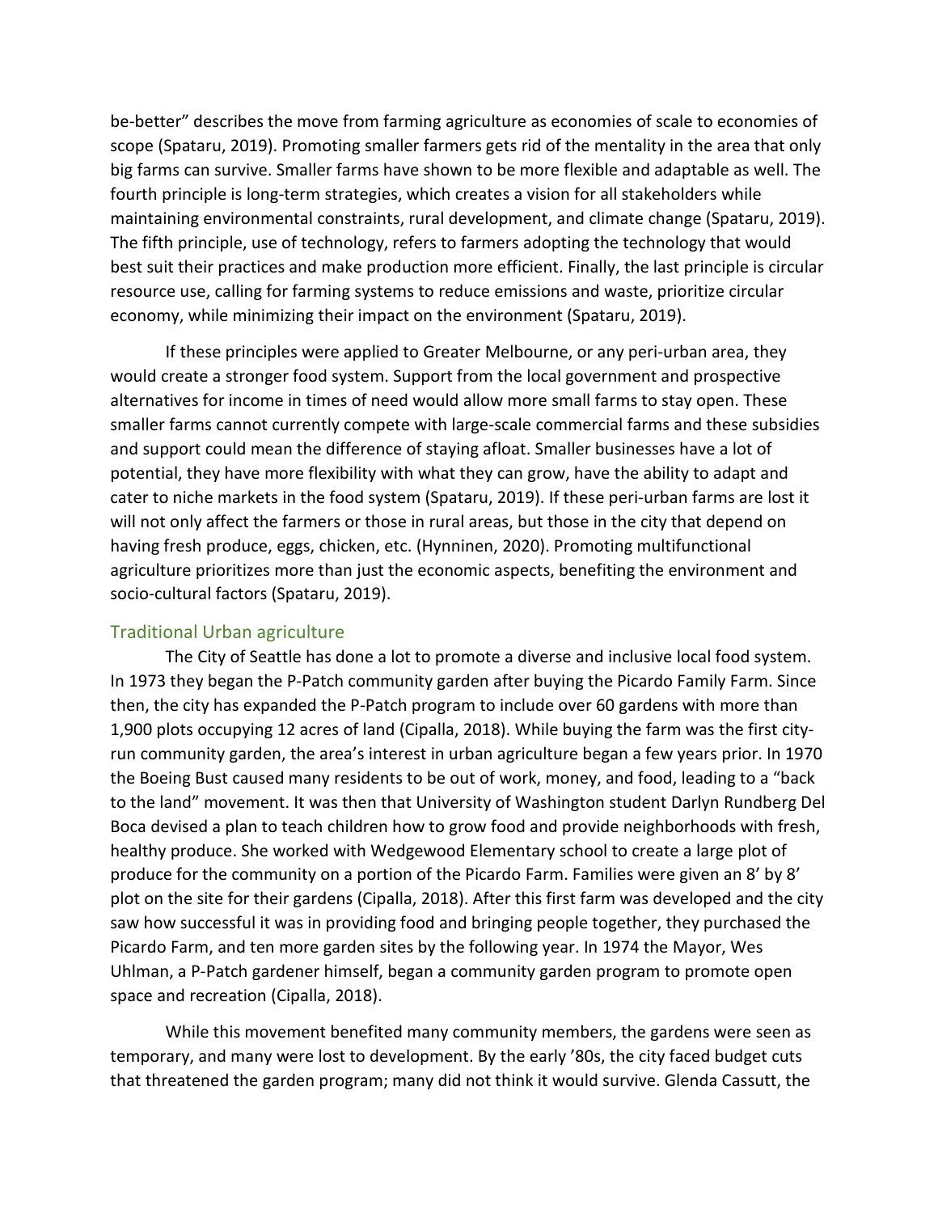be-better" describes the move from farming agriculture as economies of scale to economies of scope (Spataru, 2019). Promoting smaller farmers gets rid of the mentality in the area that only big farms can survive. Smaller farms have shown to be more flexible and adaptable as well. The fourth principle is long-term strategies, which creates a vision for all stakeholders while maintaining environmental constraints, rural development, and climate change (Spataru, 2019). The fifth principle, use of technology, refers to farmers adopting the technology that would best suit their practices and make production more efficient. Finally, the last principle is circular resource use, calling for farming systems to reduce emissions and waste, prioritize circular economy, while minimizing their impact on the environment (Spataru, 2019).

If these principles were applied to Greater Melbourne, or any peri-urban area, they would create a stronger food system. Support from the local government and prospective alternatives for income in times of need would allow more small farms to stay open. These smaller farms cannot currently compete with large-scale commercial farms and these subsidies and support could mean the difference of staying afloat. Smaller businesses have a lot of potential, they have more flexibility with what they can grow, have the ability to adapt and cater to niche markets in the food system (Spataru, 2019). If these peri-urban farms are lost it will not only affect the farmers or those in rural areas, but those in the city that depend on having fresh produce, eggs, chicken, etc. (Hynninen, 2020). Promoting multifunctional agriculture prioritizes more than just the economic aspects, benefiting the environment and socio-cultural factors (Spataru, 2019).

## Traditional Urban agriculture

The City of Seattle has done a lot to promote a diverse and inclusive local food system. In 1973 they began the P-Patch community garden after buying the Picardo Family Farm. Since then, the city has expanded the P-Patch program to include over 60 gardens with more than 1,900 plots occupying 12 acres of land (Cipalla, 2018). While buying the farm was the first city-run community garden, the area's interest in urban agriculture began a few years prior. In 1970 the Boeing Bust caused many residents to be out of work, money, and food, leading to a "back to the land" movement. It was then that University of Washington student Darlyn Rundberg Del Boca devised a plan to teach children how to grow food and provide neighborhoods with fresh, healthy produce. She worked with Wedgewood Elementary school to create a large plot of produce for the community on a portion of the Picardo Farm. Families were given an 8' by 8' plot on the site for their gardens (Cipalla, 2018). After this first farm was developed and the city saw how successful it was in providing food and bringing people together, they purchased the Picardo Farm, and ten more garden sites by the following year. In 1974 the Mayor, Wes Uhlman, a P-Patch gardener himself, began a community garden program to promote open space and recreation (Cipalla, 2018).

While this movement benefited many community members, the gardens were seen as temporary, and many were lost to development. By the early '80s, the city faced budget cuts that threatened the garden program; many did not think it would survive. Glenda Cassutt, the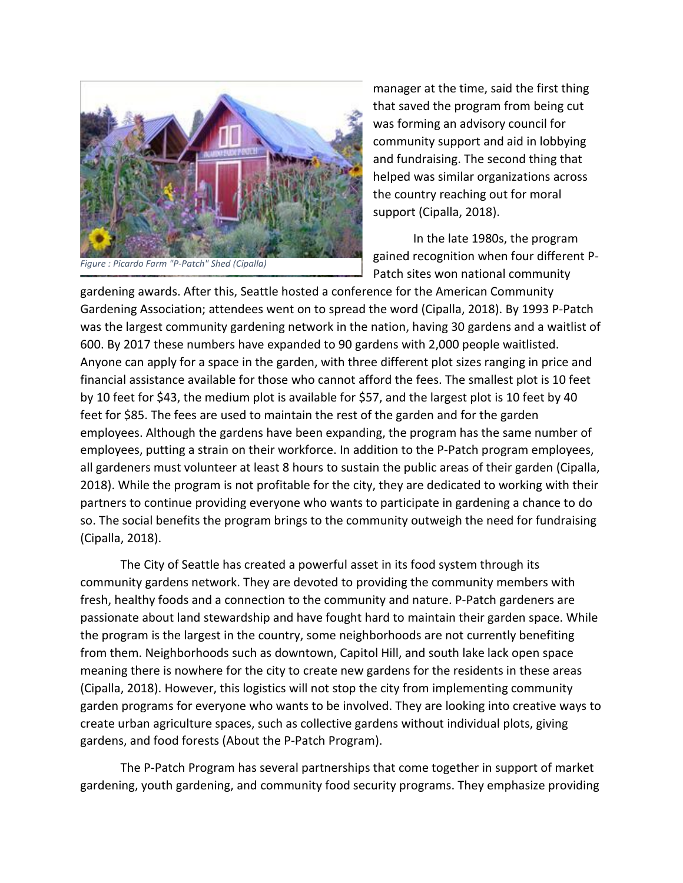manager at the time, said the first thing that saved the program from being cut was forming an advisory council for community support and aid in lobbying and fundraising. The second thing that helped was similar organizations across the country reaching out for moral support (Cipalla, 2018).

*Figure : Picardo Farm "P-Patch" Shed (Cipalla)*

In the late 1980s, the program gained recognition when four different P-Patch sites won national community gardening awards. After this, Seattle hosted a conference for the American Community Gardening Association; attendees went on to spread the word (Cipalla, 2018). By 1993 P-Patch was the largest community gardening network in the nation, having 30 gardens and a waitlist of 600. By 2017 these numbers have expanded to 90 gardens with 2,000 people waitlisted. Anyone can apply for a space in the garden, with three different plot sizes ranging in price and financial assistance available for those who cannot afford the fees. The smallest plot is 10 feet by 10 feet for $43, the medium plot is available for $57, and the largest plot is 10 feet by 40 feet for $85. The fees are used to maintain the rest of the garden and for the garden employees. Although the gardens have been expanding, the program has the same number of employees, putting a strain on their workforce. In addition to the P-Patch program employees, all gardeners must volunteer at least 8 hours to sustain the public areas of their garden (Cipalla, 2018). While the program is not profitable for the city, they are dedicated to working with their partners to continue providing everyone who wants to participate in gardening a chance to do so. The social benefits the program brings to the community outweigh the need for fundraising (Cipalla, 2018).

The City of Seattle has created a powerful asset in its food system through its community gardens network. They are devoted to providing the community members with fresh, healthy foods and a connection to the community and nature. P-Patch gardeners are passionate about land stewardship and have fought hard to maintain their garden space. While the program is the largest in the country, some neighborhoods are not currently benefiting from them. Neighborhoods such as downtown, Capitol Hill, and south lake lack open space meaning there is nowhere for the city to create new gardens for the residents in these areas (Cipalla, 2018). However, this logistics will not stop the city from implementing community garden programs for everyone who wants to be involved. They are looking into creative ways to create urban agriculture spaces, such as collective gardens without individual plots, giving gardens, and food forests (About the P-Patch Program).

The P-Patch Program has several partnerships that come together in support of market gardening, youth gardening, and community food security programs. They emphasize providing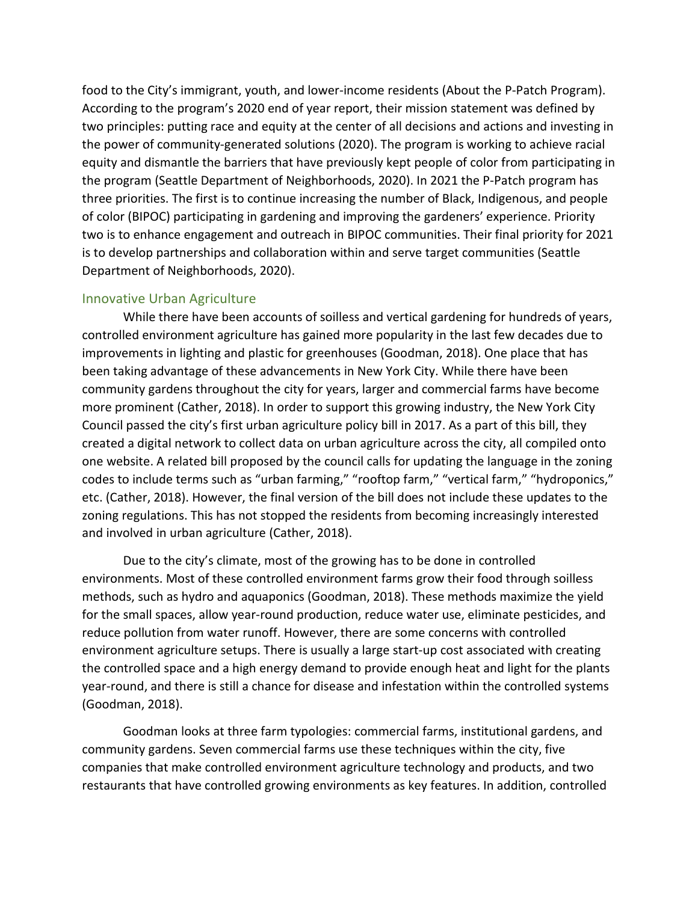food to the City's immigrant, youth, and lower-income residents (About the P-Patch Program). According to the program's 2020 end of year report, their mission statement was defined by two principles: putting race and equity at the center of all decisions and actions and investing in the power of community-generated solutions (2020). The program is working to achieve racial equity and dismantle the barriers that have previously kept people of color from participating in the program (Seattle Department of Neighborhoods, 2020). In 2021 the P-Patch program has three priorities. The first is to continue increasing the number of Black, Indigenous, and people of color (BIPOC) participating in gardening and improving the gardeners' experience. Priority two is to enhance engagement and outreach in BIPOC communities. Their final priority for 2021 is to develop partnerships and collaboration within and serve target communities (Seattle Department of Neighborhoods, 2020).

### Innovative Urban Agriculture

While there have been accounts of soilless and vertical gardening for hundreds of years, controlled environment agriculture has gained more popularity in the last few decades due to improvements in lighting and plastic for greenhouses (Goodman, 2018). One place that has been taking advantage of these advancements in New York City. While there have been community gardens throughout the city for years, larger and commercial farms have become more prominent (Cather, 2018). In order to support this growing industry, the New York City Council passed the city's first urban agriculture policy bill in 2017. As a part of this bill, they created a digital network to collect data on urban agriculture across the city, all compiled onto one website. A related bill proposed by the council calls for updating the language in the zoning codes to include terms such as "urban farming," "rooftop farm," "vertical farm," "hydroponics," etc. (Cather, 2018). However, the final version of the bill does not include these updates to the zoning regulations. This has not stopped the residents from becoming increasingly interested and involved in urban agriculture (Cather, 2018).

Due to the city's climate, most of the growing has to be done in controlled environments. Most of these controlled environment farms grow their food through soilless methods, such as hydro and aquaponics (Goodman, 2018). These methods maximize the yield for the small spaces, allow year-round production, reduce water use, eliminate pesticides, and reduce pollution from water runoff. However, there are some concerns with controlled environment agriculture setups. There is usually a large start-up cost associated with creating the controlled space and a high energy demand to provide enough heat and light for the plants year-round, and there is still a chance for disease and infestation within the controlled systems (Goodman, 2018).

Goodman looks at three farm typologies: commercial farms, institutional gardens, and community gardens. Seven commercial farms use these techniques within the city, five companies that make controlled environment agriculture technology and products, and two restaurants that have controlled growing environments as key features. In addition, controlled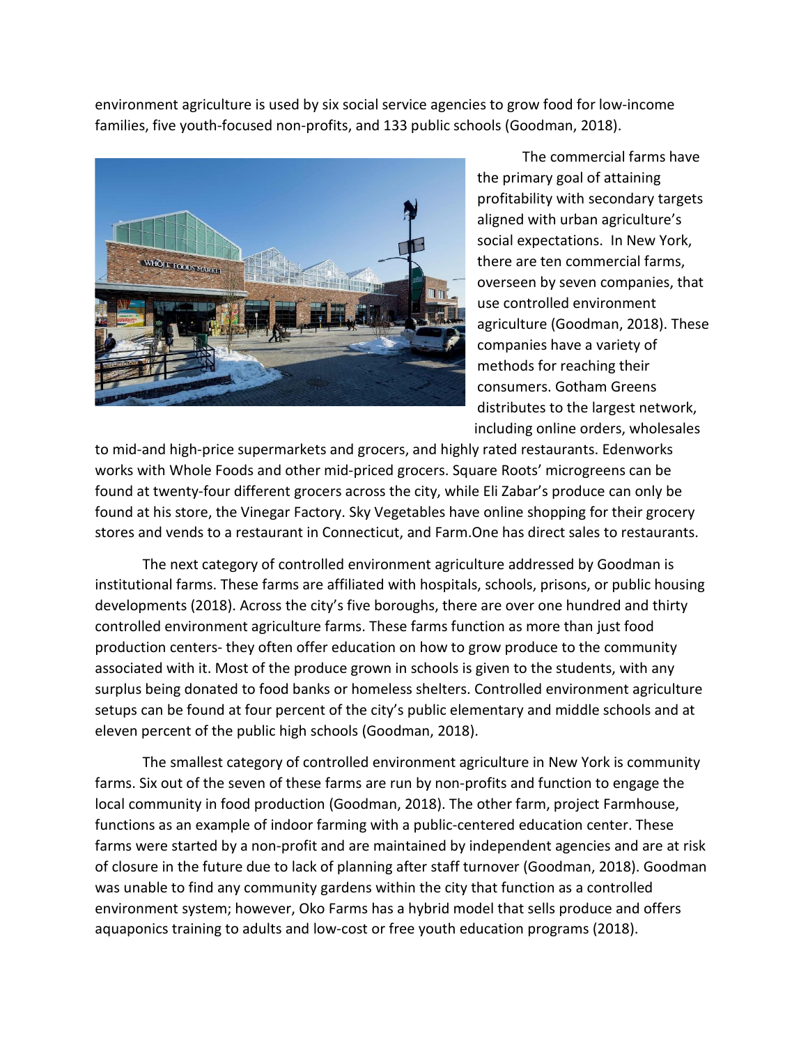environment agriculture is used by six social service agencies to grow food for low-income families, five youth-focused non-profits, and 133 public schools (Goodman, 2018).

The commercial farms have the primary goal of attaining profitability with secondary targets aligned with urban agriculture's social expectations. In New York, there are ten commercial farms, overseen by seven companies, that use controlled environment agriculture (Goodman, 2018). These companies have a variety of methods for reaching their consumers. Gotham Greens distributes to the largest network, including online orders, wholesales to mid-and high-price supermarkets and grocers, and highly rated restaurants. Edenworks works with Whole Foods and other mid-priced grocers. Square Roots' microgreens can be found at twenty-four different grocers across the city, while Eli Zabar's produce can only be found at his store, the Vinegar Factory. Sky Vegetables have online shopping for their grocery stores and vends to a restaurant in Connecticut, and Farm.One has direct sales to restaurants.

The next category of controlled environment agriculture addressed by Goodman is institutional farms. These farms are affiliated with hospitals, schools, prisons, or public housing developments (2018). Across the city's five boroughs, there are over one hundred and thirty controlled environment agriculture farms. These farms function as more than just food production centers- they often offer education on how to grow produce to the community associated with it. Most of the produce grown in schools is given to the students, with any surplus being donated to food banks or homeless shelters. Controlled environment agriculture setups can be found at four percent of the city's public elementary and middle schools and at eleven percent of the public high schools (Goodman, 2018).

The smallest category of controlled environment agriculture in New York is community farms. Six out of the seven of these farms are run by non-profits and function to engage the local community in food production (Goodman, 2018). The other farm, project Farmhouse, functions as an example of indoor farming with a public-centered education center. These farms were started by a non-profit and are maintained by independent agencies and are at risk of closure in the future due to lack of planning after staff turnover (Goodman, 2018). Goodman was unable to find any community gardens within the city that function as a controlled environment system; however, Oko Farms has a hybrid model that sells produce and offers aquaponics training to adults and low-cost or free youth education programs (2018).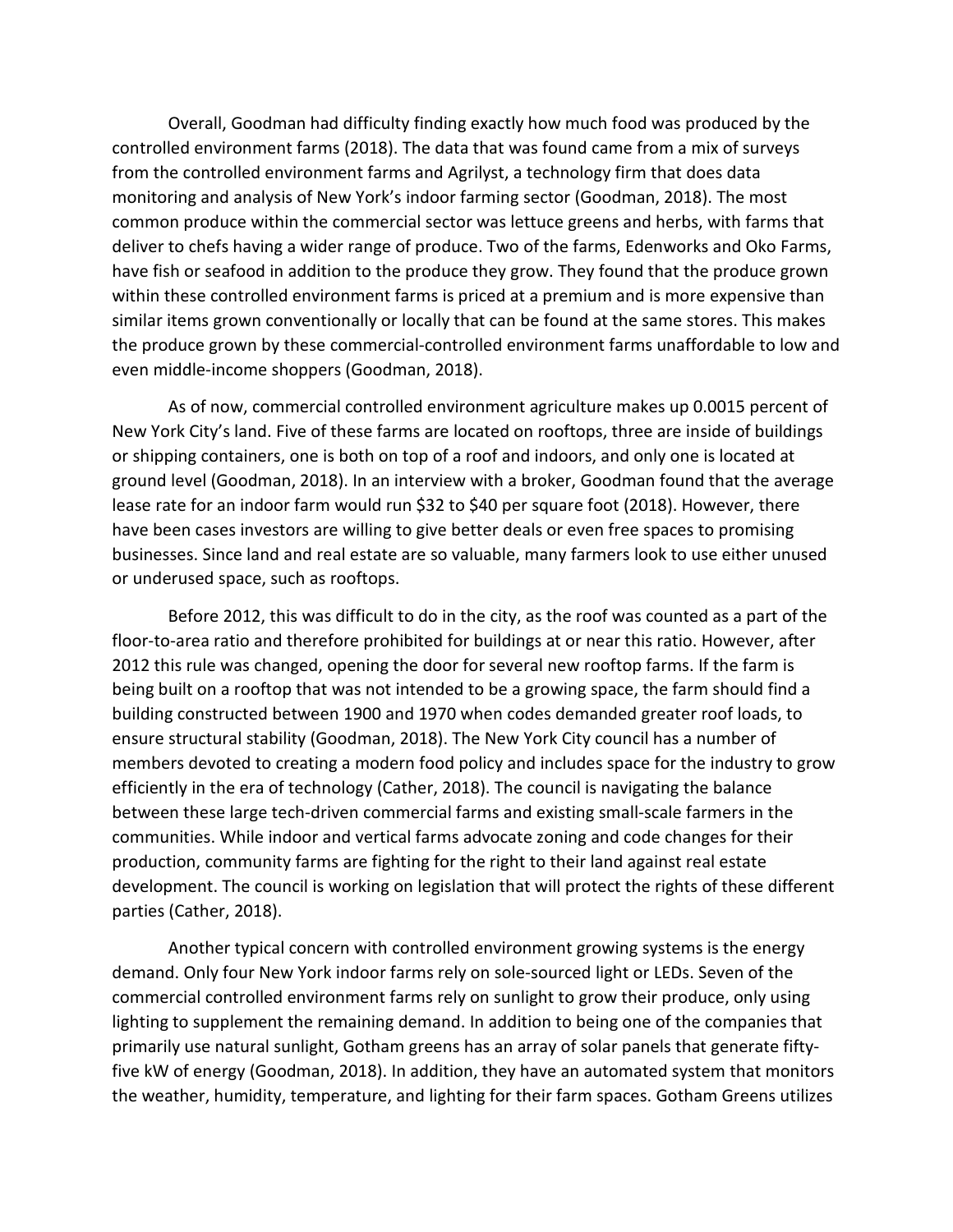Overall, Goodman had difficulty finding exactly how much food was produced by the controlled environment farms (2018). The data that was found came from a mix of surveys from the controlled environment farms and Agrilyst, a technology firm that does data monitoring and analysis of New York's indoor farming sector (Goodman, 2018). The most common produce within the commercial sector was lettuce greens and herbs, with farms that deliver to chefs having a wider range of produce. Two of the farms, Edenworks and Oko Farms, have fish or seafood in addition to the produce they grow. They found that the produce grown within these controlled environment farms is priced at a premium and is more expensive than similar items grown conventionally or locally that can be found at the same stores. This makes the produce grown by these commercial-controlled environment farms unaffordable to low and even middle-income shoppers (Goodman, 2018).

As of now, commercial controlled environment agriculture makes up 0.0015 percent of New York City's land. Five of these farms are located on rooftops, three are inside of buildings or shipping containers, one is both on top of a roof and indoors, and only one is located at ground level (Goodman, 2018). In an interview with a broker, Goodman found that the average lease rate for an indoor farm would run $32 to $40 per square foot (2018). However, there have been cases investors are willing to give better deals or even free spaces to promising businesses. Since land and real estate are so valuable, many farmers look to use either unused or underused space, such as rooftops.

Before 2012, this was difficult to do in the city, as the roof was counted as a part of the floor-to-area ratio and therefore prohibited for buildings at or near this ratio. However, after 2012 this rule was changed, opening the door for several new rooftop farms. If the farm is being built on a rooftop that was not intended to be a growing space, the farm should find a building constructed between 1900 and 1970 when codes demanded greater roof loads, to ensure structural stability (Goodman, 2018). The New York City council has a number of members devoted to creating a modern food policy and includes space for the industry to grow efficiently in the era of technology (Cather, 2018). The council is navigating the balance between these large tech-driven commercial farms and existing small-scale farmers in the communities. While indoor and vertical farms advocate zoning and code changes for their production, community farms are fighting for the right to their land against real estate development. The council is working on legislation that will protect the rights of these different parties (Cather, 2018).

Another typical concern with controlled environment growing systems is the energy demand. Only four New York indoor farms rely on sole-sourced light or LEDs. Seven of the commercial controlled environment farms rely on sunlight to grow their produce, only using lighting to supplement the remaining demand. In addition to being one of the companies that primarily use natural sunlight, Gotham greens has an array of solar panels that generate fifty-five kW of energy (Goodman, 2018). In addition, they have an automated system that monitors the weather, humidity, temperature, and lighting for their farm spaces. Gotham Greens utilizes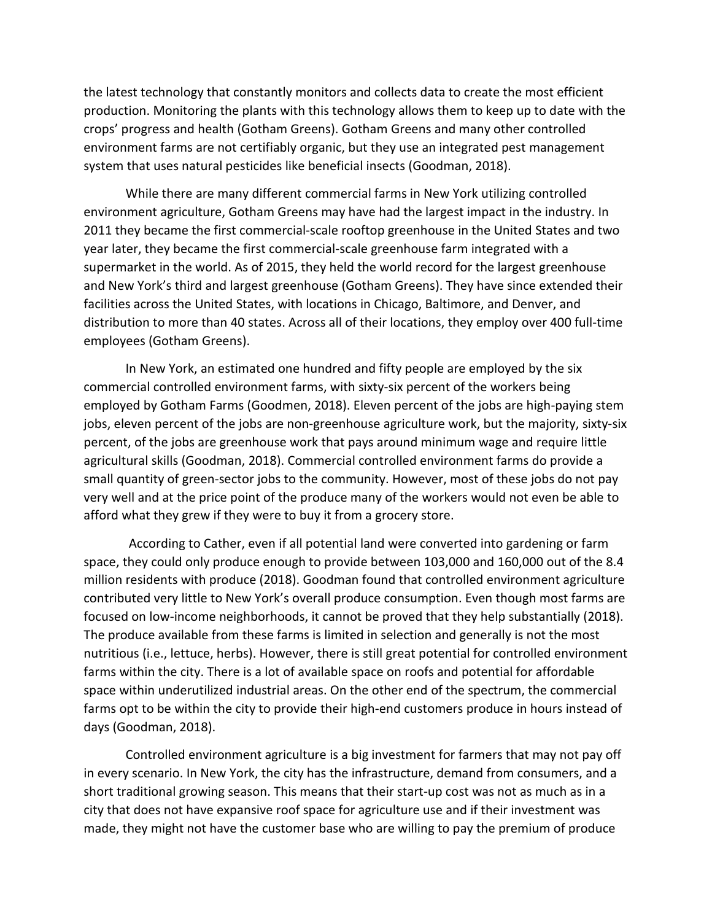the latest technology that constantly monitors and collects data to create the most efficient production. Monitoring the plants with this technology allows them to keep up to date with the crops' progress and health (Gotham Greens). Gotham Greens and many other controlled environment farms are not certifiably organic, but they use an integrated pest management system that uses natural pesticides like beneficial insects (Goodman, 2018).

While there are many different commercial farms in New York utilizing controlled environment agriculture, Gotham Greens may have had the largest impact in the industry. In 2011 they became the first commercial-scale rooftop greenhouse in the United States and two year later, they became the first commercial-scale greenhouse farm integrated with a supermarket in the world. As of 2015, they held the world record for the largest greenhouse and New York's third and largest greenhouse (Gotham Greens). They have since extended their facilities across the United States, with locations in Chicago, Baltimore, and Denver, and distribution to more than 40 states. Across all of their locations, they employ over 400 full-time employees (Gotham Greens).

In New York, an estimated one hundred and fifty people are employed by the six commercial controlled environment farms, with sixty-six percent of the workers being employed by Gotham Farms (Goodmen, 2018). Eleven percent of the jobs are high-paying stem jobs, eleven percent of the jobs are non-greenhouse agriculture work, but the majority, sixty-six percent, of the jobs are greenhouse work that pays around minimum wage and require little agricultural skills (Goodman, 2018). Commercial controlled environment farms do provide a small quantity of green-sector jobs to the community. However, most of these jobs do not pay very well and at the price point of the produce many of the workers would not even be able to afford what they grew if they were to buy it from a grocery store.

According to Cather, even if all potential land were converted into gardening or farm space, they could only produce enough to provide between 103,000 and 160,000 out of the 8.4 million residents with produce (2018). Goodman found that controlled environment agriculture contributed very little to New York's overall produce consumption. Even though most farms are focused on low-income neighborhoods, it cannot be proved that they help substantially (2018). The produce available from these farms is limited in selection and generally is not the most nutritious (i.e., lettuce, herbs). However, there is still great potential for controlled environment farms within the city. There is a lot of available space on roofs and potential for affordable space within underutilized industrial areas. On the other end of the spectrum, the commercial farms opt to be within the city to provide their high-end customers produce in hours instead of days (Goodman, 2018).

Controlled environment agriculture is a big investment for farmers that may not pay off in every scenario. In New York, the city has the infrastructure, demand from consumers, and a short traditional growing season. This means that their start-up cost was not as much as in a city that does not have expansive roof space for agriculture use and if their investment was made, they might not have the customer base who are willing to pay the premium of produce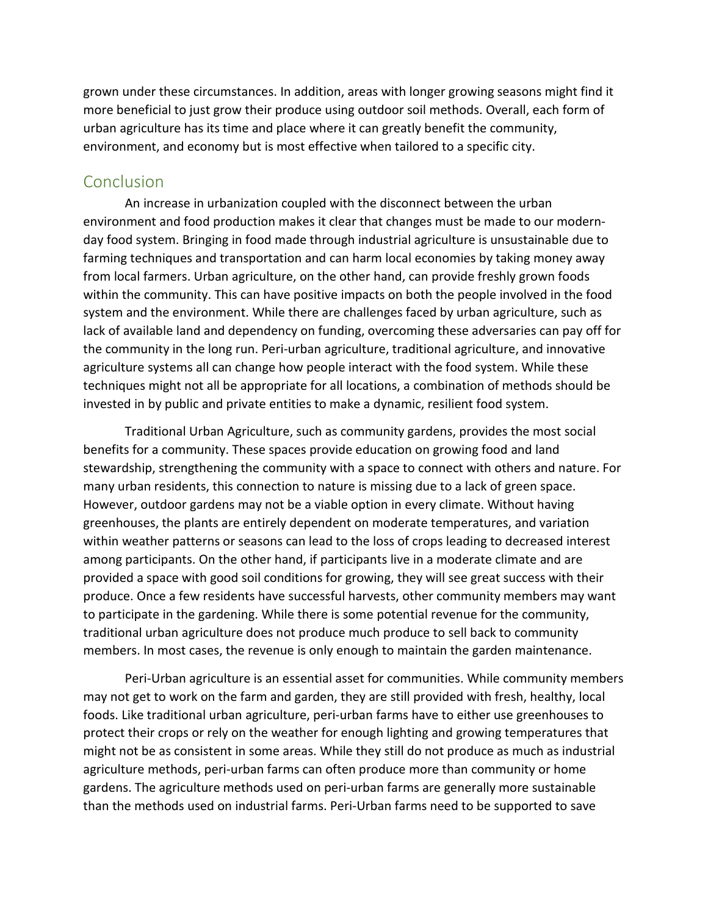grown under these circumstances. In addition, areas with longer growing seasons might find it more beneficial to just grow their produce using outdoor soil methods. Overall, each form of urban agriculture has its time and place where it can greatly benefit the community, environment, and economy but is most effective when tailored to a specific city.

## Conclusion

An increase in urbanization coupled with the disconnect between the urban environment and food production makes it clear that changes must be made to our modern-day food system. Bringing in food made through industrial agriculture is unsustainable due to farming techniques and transportation and can harm local economies by taking money away from local farmers. Urban agriculture, on the other hand, can provide freshly grown foods within the community. This can have positive impacts on both the people involved in the food system and the environment. While there are challenges faced by urban agriculture, such as lack of available land and dependency on funding, overcoming these adversaries can pay off for the community in the long run. Peri-urban agriculture, traditional agriculture, and innovative agriculture systems all can change how people interact with the food system. While these techniques might not all be appropriate for all locations, a combination of methods should be invested in by public and private entities to make a dynamic, resilient food system.

Traditional Urban Agriculture, such as community gardens, provides the most social benefits for a community. These spaces provide education on growing food and land stewardship, strengthening the community with a space to connect with others and nature. For many urban residents, this connection to nature is missing due to a lack of green space. However, outdoor gardens may not be a viable option in every climate. Without having greenhouses, the plants are entirely dependent on moderate temperatures, and variation within weather patterns or seasons can lead to the loss of crops leading to decreased interest among participants. On the other hand, if participants live in a moderate climate and are provided a space with good soil conditions for growing, they will see great success with their produce. Once a few residents have successful harvests, other community members may want to participate in the gardening. While there is some potential revenue for the community, traditional urban agriculture does not produce much produce to sell back to community members. In most cases, the revenue is only enough to maintain the garden maintenance.

Peri-Urban agriculture is an essential asset for communities. While community members may not get to work on the farm and garden, they are still provided with fresh, healthy, local foods. Like traditional urban agriculture, peri-urban farms have to either use greenhouses to protect their crops or rely on the weather for enough lighting and growing temperatures that might not be as consistent in some areas. While they still do not produce as much as industrial agriculture methods, peri-urban farms can often produce more than community or home gardens. The agriculture methods used on peri-urban farms are generally more sustainable than the methods used on industrial farms. Peri-Urban farms need to be supported to save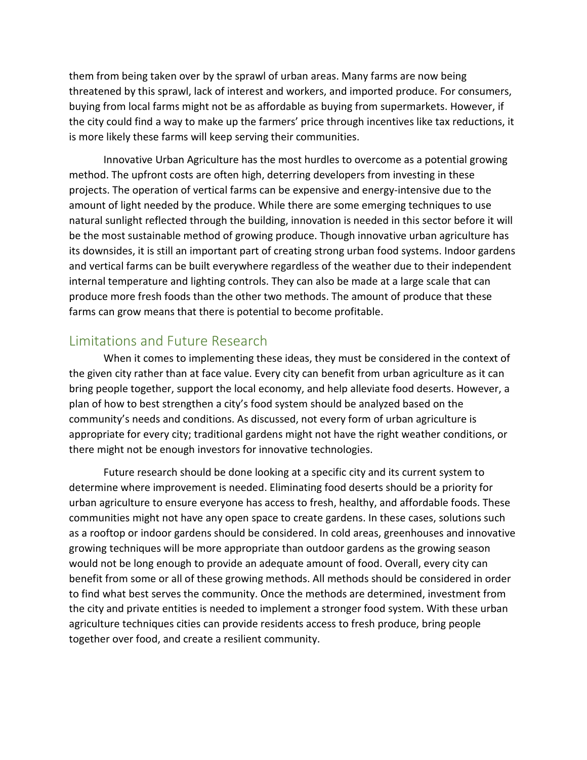them from being taken over by the sprawl of urban areas. Many farms are now being threatened by this sprawl, lack of interest and workers, and imported produce. For consumers, buying from local farms might not be as affordable as buying from supermarkets. However, if the city could find a way to make up the farmers' price through incentives like tax reductions, it is more likely these farms will keep serving their communities.

Innovative Urban Agriculture has the most hurdles to overcome as a potential growing method. The upfront costs are often high, deterring developers from investing in these projects. The operation of vertical farms can be expensive and energy-intensive due to the amount of light needed by the produce. While there are some emerging techniques to use natural sunlight reflected through the building, innovation is needed in this sector before it will be the most sustainable method of growing produce. Though innovative urban agriculture has its downsides, it is still an important part of creating strong urban food systems. Indoor gardens and vertical farms can be built everywhere regardless of the weather due to their independent internal temperature and lighting controls. They can also be made at a large scale that can produce more fresh foods than the other two methods. The amount of produce that these farms can grow means that there is potential to become profitable.

## Limitations and Future Research

When it comes to implementing these ideas, they must be considered in the context of the given city rather than at face value. Every city can benefit from urban agriculture as it can bring people together, support the local economy, and help alleviate food deserts. However, a plan of how to best strengthen a city's food system should be analyzed based on the community's needs and conditions. As discussed, not every form of urban agriculture is appropriate for every city; traditional gardens might not have the right weather conditions, or there might not be enough investors for innovative technologies.

Future research should be done looking at a specific city and its current system to determine where improvement is needed. Eliminating food deserts should be a priority for urban agriculture to ensure everyone has access to fresh, healthy, and affordable foods. These communities might not have any open space to create gardens. In these cases, solutions such as a rooftop or indoor gardens should be considered. In cold areas, greenhouses and innovative growing techniques will be more appropriate than outdoor gardens as the growing season would not be long enough to provide an adequate amount of food. Overall, every city can benefit from some or all of these growing methods. All methods should be considered in order to find what best serves the community. Once the methods are determined, investment from the city and private entities is needed to implement a stronger food system. With these urban agriculture techniques cities can provide residents access to fresh produce, bring people together over food, and create a resilient community.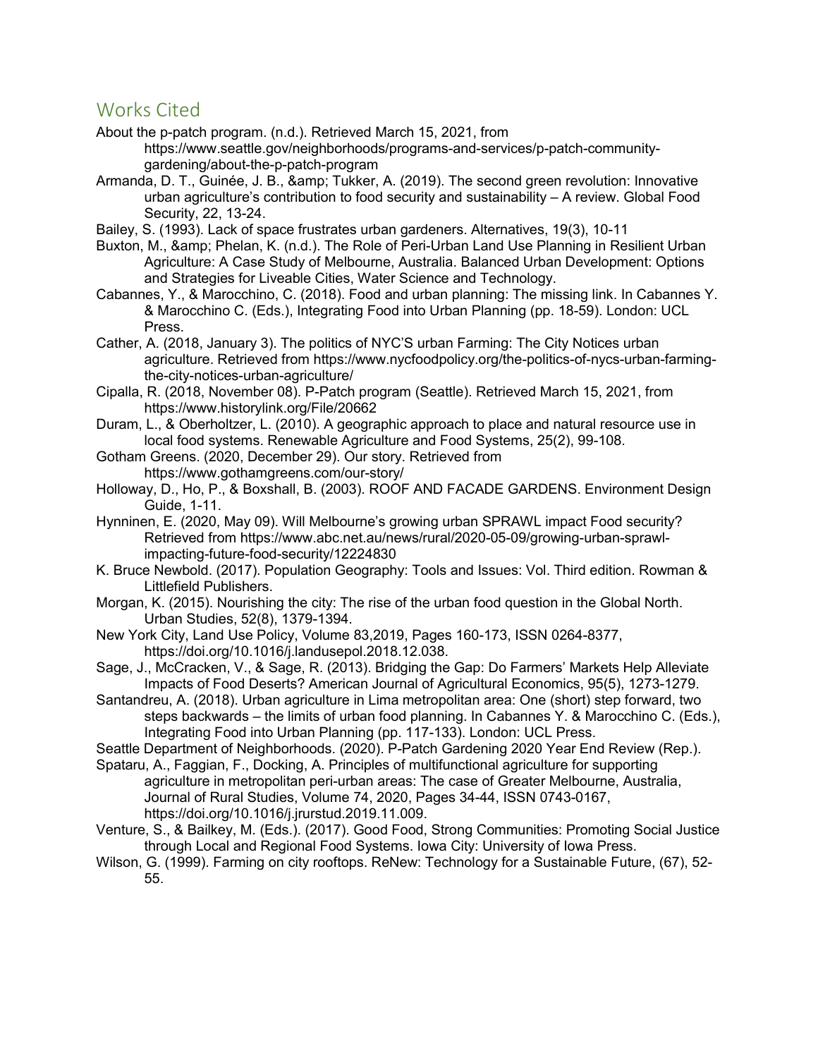## Works Cited

About the p-patch program. (n.d.). Retrieved March 15, 2021, from https://www.seattle.gov/neighborhoods/programs-and-services/p-patch-community-gardening/about-the-p-patch-program

Armanda, D. T., Guinée, J. B., &amp; Tukker, A. (2019). The second green revolution: Innovative urban agriculture's contribution to food security and sustainability – A review. Global Food Security, 22, 13-24.

Bailey, S. (1993). Lack of space frustrates urban gardeners. Alternatives, 19(3), 10-11

Buxton, M., &amp; Phelan, K. (n.d.). The Role of Peri-Urban Land Use Planning in Resilient Urban Agriculture: A Case Study of Melbourne, Australia. Balanced Urban Development: Options and Strategies for Liveable Cities, Water Science and Technology.

Cabannes, Y., & Marocchino, C. (2018). Food and urban planning: The missing link. In Cabannes Y. & Marocchino C. (Eds.), Integrating Food into Urban Planning (pp. 18-59). London: UCL Press.

Cather, A. (2018, January 3). The politics of NYC'S urban Farming: The City Notices urban agriculture. Retrieved from https://www.nycfoodpolicy.org/the-politics-of-nycs-urban-farming-the-city-notices-urban-agriculture/

Cipalla, R. (2018, November 08). P-Patch program (Seattle). Retrieved March 15, 2021, from https://www.historylink.org/File/20662

Duram, L., & Oberholtzer, L. (2010). A geographic approach to place and natural resource use in local food systems. Renewable Agriculture and Food Systems, 25(2), 99-108.

Gotham Greens. (2020, December 29). Our story. Retrieved from https://www.gothamgreens.com/our-story/

Holloway, D., Ho, P., & Boxshall, B. (2003). ROOF AND FACADE GARDENS. Environment Design Guide, 1-11.

Hynninen, E. (2020, May 09). Will Melbourne's growing urban SPRAWL impact Food security? Retrieved from https://www.abc.net.au/news/rural/2020-05-09/growing-urban-sprawl-impacting-future-food-security/12224830

K. Bruce Newbold. (2017). Population Geography: Tools and Issues: Vol. Third edition. Rowman & Littlefield Publishers.

Morgan, K. (2015). Nourishing the city: The rise of the urban food question in the Global North. Urban Studies, 52(8), 1379-1394.

New York City, Land Use Policy, Volume 83,2019, Pages 160-173, ISSN 0264-8377, https://doi.org/10.1016/j.landusepol.2018.12.038.

Sage, J., McCracken, V., & Sage, R. (2013). Bridging the Gap: Do Farmers' Markets Help Alleviate Impacts of Food Deserts? American Journal of Agricultural Economics, 95(5), 1273-1279.

Santandreu, A. (2018). Urban agriculture in Lima metropolitan area: One (short) step forward, two steps backwards – the limits of urban food planning. In Cabannes Y. & Marocchino C. (Eds.), Integrating Food into Urban Planning (pp. 117-133). London: UCL Press.

Seattle Department of Neighborhoods. (2020). P-Patch Gardening 2020 Year End Review (Rep.).

Spataru, A., Faggian, F., Docking, A. Principles of multifunctional agriculture for supporting agriculture in metropolitan peri-urban areas: The case of Greater Melbourne, Australia, Journal of Rural Studies, Volume 74, 2020, Pages 34-44, ISSN 0743-0167, https://doi.org/10.1016/j.jrurstud.2019.11.009.

Venture, S., & Bailkey, M. (Eds.). (2017). Good Food, Strong Communities: Promoting Social Justice through Local and Regional Food Systems. Iowa City: University of Iowa Press.

Wilson, G. (1999). Farming on city rooftops. ReNew: Technology for a Sustainable Future, (67), 52-55.